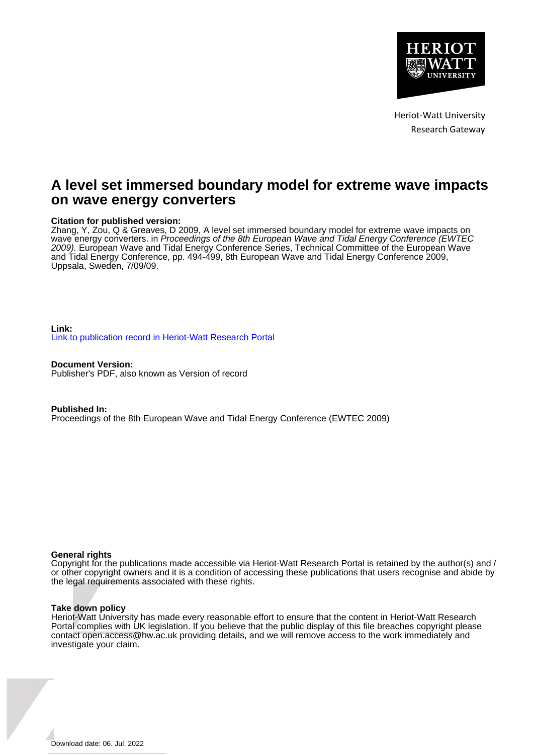Heriot-Watt University
Research Gateway

# A level set immersed boundary model for extreme wave impacts on wave energy converters

**Citation for published version:**
Zhang, Y, Zou, Q & Greaves, D 2009, A level set immersed boundary model for extreme wave impacts on wave energy converters. in *Proceedings of the 8th European Wave and Tidal Energy Conference (EWTEC 2009).* European Wave and Tidal Energy Conference Series, Technical Committee of the European Wave and Tidal Energy Conference, pp. 494-499, 8th European Wave and Tidal Energy Conference 2009, Uppsala, Sweden, 7/09/09.

**Link:**
Link to publication record in Heriot-Watt Research Portal

**Document Version:**
Publisher's PDF, also known as Version of record

**Published In:**
Proceedings of the 8th European Wave and Tidal Energy Conference (EWTEC 2009)

**General rights**
Copyright for the publications made accessible via Heriot-Watt Research Portal is retained by the author(s) and / or other copyright owners and it is a condition of accessing these publications that users recognise and abide by the legal requirements associated with these rights.

**Take down policy**
Heriot-Watt University has made every reasonable effort to ensure that the content in Heriot-Watt Research Portal complies with UK legislation. If you believe that the public display of this file breaches copyright please contact open.access@hw.ac.uk providing details, and we will remove access to the work immediately and investigate your claim.

Download date: 06. Jul. 2022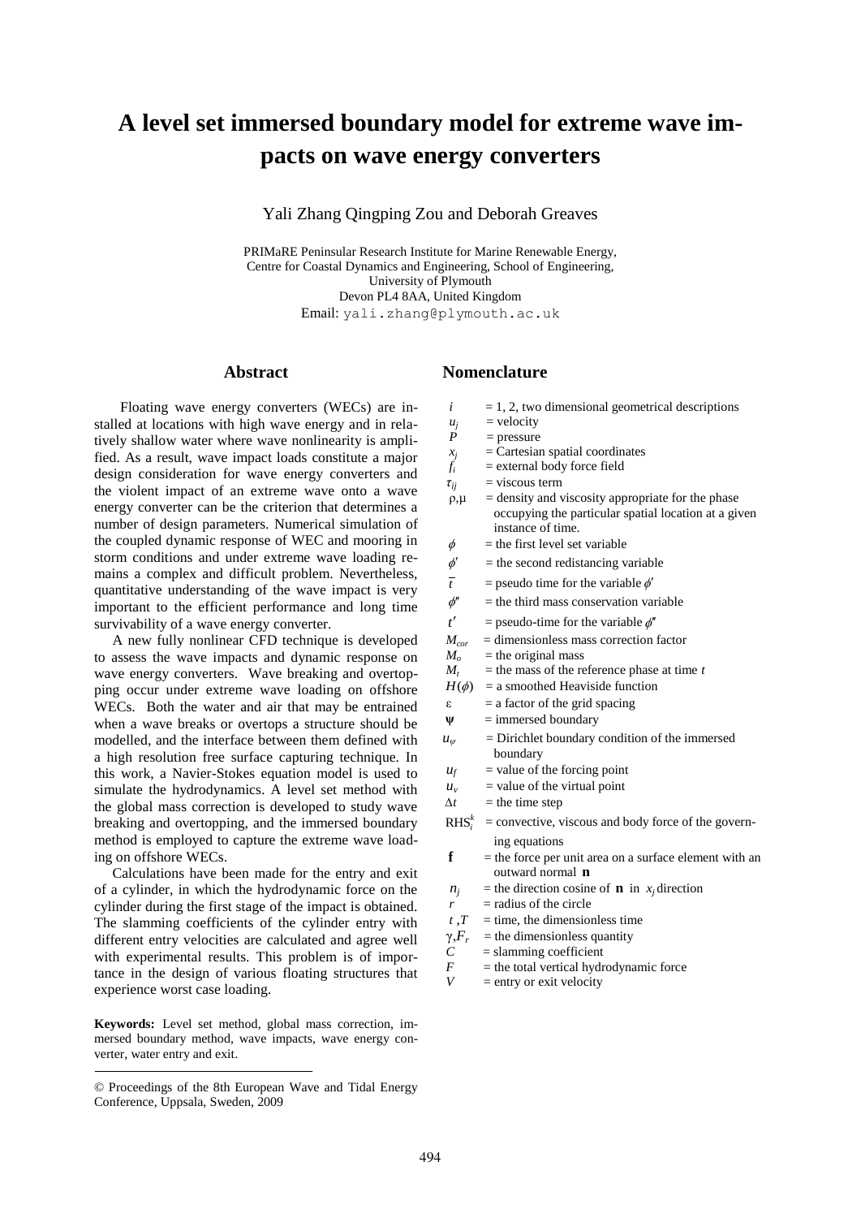# A level set immersed boundary model for extreme wave impacts on wave energy converters

Yali Zhang Qingping Zou and Deborah Greaves

PRIMaRE Peninsular Research Institute for Marine Renewable Energy,
Centre for Coastal Dynamics and Engineering, School of Engineering,
University of Plymouth
Devon PL4 8AA, United Kingdom
Email: yali.zhang@plymouth.ac.uk

## Abstract

Floating wave energy converters (WECs) are installed at locations with high wave energy and in relatively shallow water where wave nonlinearity is amplified. As a result, wave impact loads constitute a major design consideration for wave energy converters and the violent impact of an extreme wave onto a wave energy converter can be the criterion that determines a number of design parameters. Numerical simulation of the coupled dynamic response of WEC and mooring in storm conditions and under extreme wave loading remains a complex and difficult problem. Nevertheless, quantitative understanding of the wave impact is very important to the efficient performance and long time survivability of a wave energy converter.

A new fully nonlinear CFD technique is developed to assess the wave impacts and dynamic response on wave energy converters. Wave breaking and overtopping occur under extreme wave loading on offshore WECs. Both the water and air that may be entrained when a wave breaks or overtops a structure should be modelled, and the interface between them defined with a high resolution free surface capturing technique. In this work, a Navier-Stokes equation model is used to simulate the hydrodynamics. A level set method with the global mass correction is developed to study wave breaking and overtopping, and the immersed boundary method is employed to capture the extreme wave loading on offshore WECs.

Calculations have been made for the entry and exit of a cylinder, in which the hydrodynamic force on the cylinder during the first stage of the impact is obtained. The slamming coefficients of the cylinder entry with different entry velocities are calculated and agree well with experimental results. This problem is of importance in the design of various floating structures that experience worst case loading.

**Keywords:** Level set method, global mass correction, immersed boundary method, wave impacts, wave energy converter, water entry and exit.

© Proceedings of the 8th European Wave and Tidal Energy Conference, Uppsala, Sweden, 2009

## Nomenclature

- $i$ = 1, 2, two dimensional geometrical descriptions
- $u_j$ = velocity
- $P$ = pressure
- $x_j$ = Cartesian spatial coordinates
- $f_i$ = external body force field
- $\tau_{ij}$ = viscous term
- $\rho,\mu$ = density and viscosity appropriate for the phase occupying the particular spatial location at a given instance of time.
- $\phi$ = the first level set variable
- $\phi'$ = the second redistancing variable
- $\bar{t}$ = pseudo time for the variable $\phi'$
- $\phi''$ = the third mass conservation variable
- $t'$ = pseudo-time for the variable $\phi''$
- $M_{cor}$ = dimensionless mass correction factor
- $M_o$ = the original mass
- $M_t$ = the mass of the reference phase at time $t$
- $H(\phi)$ = a smoothed Heaviside function
- $\varepsilon$ = a factor of the grid spacing
- $\Psi$ = immersed boundary
- $u_\psi$ = Dirichlet boundary condition of the immersed boundary
- $u_f$ = value of the forcing point
- $u_v$ = value of the virtual point
- $\Delta t$ = the time step
- $\mathrm{RHS}_i^k$ = convective, viscous and body force of the governing equations
- $\mathbf{f}$ = the force per unit area on a surface element with an outward normal $\mathbf{n}$
- $n_j$ = the direction cosine of $\mathbf{n}$ in $x_j$ direction
- $r$ = radius of the circle
- $t$, $T$ = time, the dimensionless time
- $\gamma, F_r$ = the dimensionless quantity
- $C$ = slamming coefficient
- $F$ = the total vertical hydrodynamic force
- $V$ = entry or exit velocity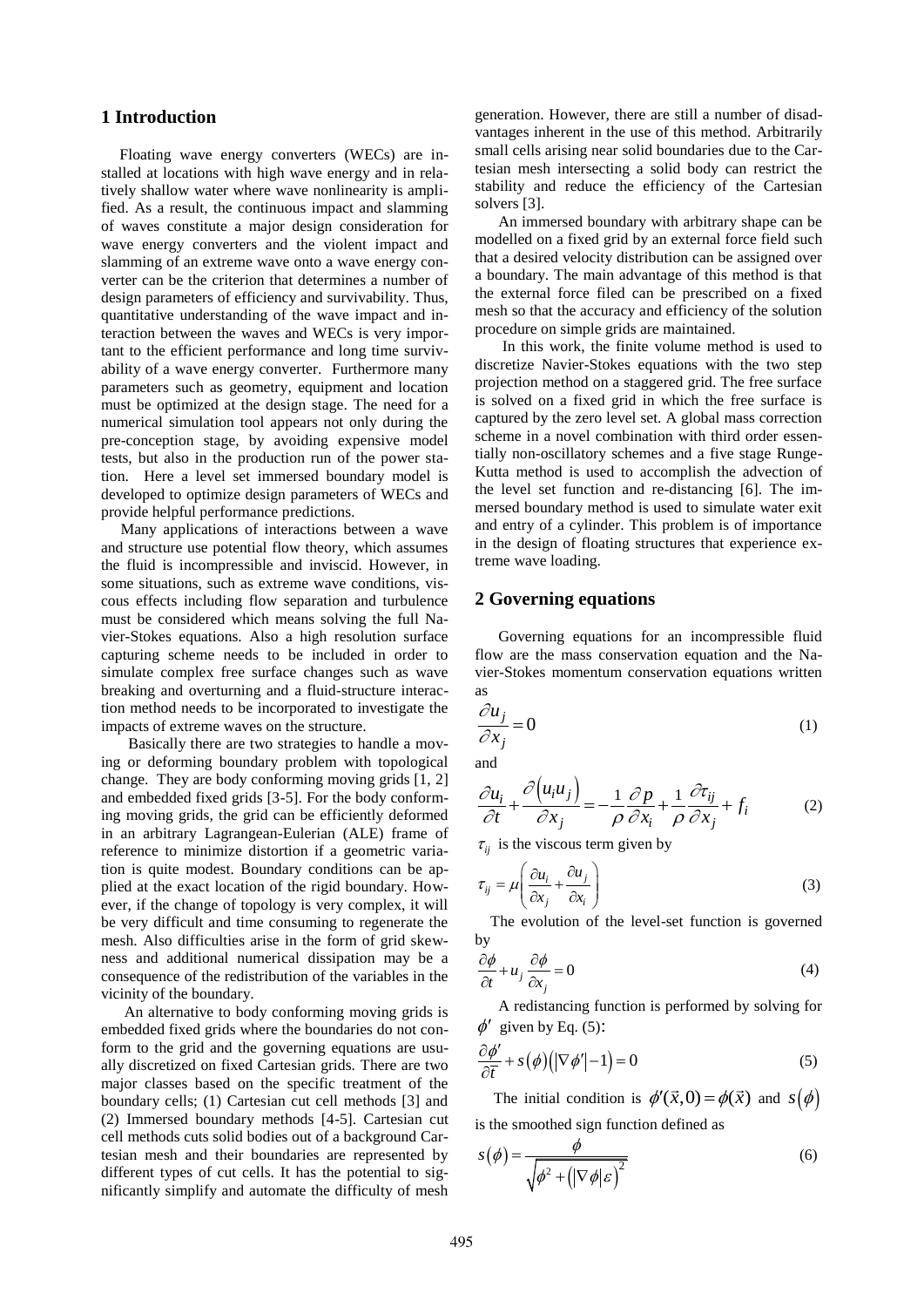## 1 Introduction

Floating wave energy converters (WECs) are installed at locations with high wave energy and in relatively shallow water where wave nonlinearity is amplified. As a result, the continuous impact and slamming of waves constitute a major design consideration for wave energy converters and the violent impact and slamming of an extreme wave onto a wave energy converter can be the criterion that determines a number of design parameters of efficiency and survivability. Thus, quantitative understanding of the wave impact and interaction between the waves and WECs is very important to the efficient performance and long time survivability of a wave energy converter. Furthermore many parameters such as geometry, equipment and location must be optimized at the design stage. The need for a numerical simulation tool appears not only during the pre-conception stage, by avoiding expensive model tests, but also in the production run of the power station. Here a level set immersed boundary model is developed to optimize design parameters of WECs and provide helpful performance predictions.

Many applications of interactions between a wave and structure use potential flow theory, which assumes the fluid is incompressible and inviscid. However, in some situations, such as extreme wave conditions, viscous effects including flow separation and turbulence must be considered which means solving the full Navier-Stokes equations. Also a high resolution surface capturing scheme needs to be included in order to simulate complex free surface changes such as wave breaking and overturning and a fluid-structure interaction method needs to be incorporated to investigate the impacts of extreme waves on the structure.

Basically there are two strategies to handle a moving or deforming boundary problem with topological change. They are body conforming moving grids [1, 2] and embedded fixed grids [3-5]. For the body conforming moving grids, the grid can be efficiently deformed in an arbitrary Lagrangean-Eulerian (ALE) frame of reference to minimize distortion if a geometric variation is quite modest. Boundary conditions can be applied at the exact location of the rigid boundary. However, if the change of topology is very complex, it will be very difficult and time consuming to regenerate the mesh. Also difficulties arise in the form of grid skewness and additional numerical dissipation may be a consequence of the redistribution of the variables in the vicinity of the boundary.

An alternative to body conforming moving grids is embedded fixed grids where the boundaries do not conform to the grid and the governing equations are usually discretized on fixed Cartesian grids. There are two major classes based on the specific treatment of the boundary cells; (1) Cartesian cut cell methods [3] and (2) Immersed boundary methods [4-5]. Cartesian cut cell methods cuts solid bodies out of a background Cartesian mesh and their boundaries are represented by different types of cut cells. It has the potential to significantly simplify and automate the difficulty of mesh generation. However, there are still a number of disadvantages inherent in the use of this method. Arbitrarily small cells arising near solid boundaries due to the Cartesian mesh intersecting a solid body can restrict the stability and reduce the efficiency of the Cartesian solvers [3].

An immersed boundary with arbitrary shape can be modelled on a fixed grid by an external force field such that a desired velocity distribution can be assigned over a boundary. The main advantage of this method is that the external force filed can be prescribed on a fixed mesh so that the accuracy and efficiency of the solution procedure on simple grids are maintained.

In this work, the finite volume method is used to discretize Navier-Stokes equations with the two step projection method on a staggered grid. The free surface is solved on a fixed grid in which the free surface is captured by the zero level set. A global mass correction scheme in a novel combination with third order essentially non-oscillatory schemes and a five stage Runge-Kutta method is used to accomplish the advection of the level set function and re-distancing [6]. The immersed boundary method is used to simulate water exit and entry of a cylinder. This problem is of importance in the design of floating structures that experience extreme wave loading.

## 2 Governing equations

Governing equations for an incompressible fluid flow are the mass conservation equation and the Navier-Stokes momentum conservation equations written as

$$\frac{\partial u_j}{\partial x_j} = 0 \tag{1}$$

and

$$\frac{\partial u_i}{\partial t} + \frac{\partial \left(u_i u_j\right)}{\partial x_j} = -\frac{1}{\rho}\frac{\partial p}{\partial x_i} + \frac{1}{\rho}\frac{\partial \tau_{ij}}{\partial x_j} + f_i \tag{2}$$

$\tau_{ij}$ is the viscous term given by

$$\tau_{ij} = \mu\left(\frac{\partial u_i}{\partial x_j} + \frac{\partial u_j}{\partial x_i}\right) \tag{3}$$

The evolution of the level-set function is governed by

$$\frac{\partial \phi}{\partial t} + u_j \frac{\partial \phi}{\partial x_j} = 0 \tag{4}$$

A redistancing function is performed by solving for $\phi'$ given by Eq. (5):

$$\frac{\partial \phi'}{\partial \bar{t}} + s(\phi)\left(\left|\nabla \phi'\right| - 1\right) = 0 \tag{5}$$

The initial condition is $\phi'(\vec{x},0) = \phi(\vec{x})$ and $s(\phi)$ is the smoothed sign function defined as

$$s(\phi) = \frac{\phi}{\sqrt{\phi^2 + \left(\left|\nabla \phi\right|\varepsilon\right)^2}} \tag{6}$$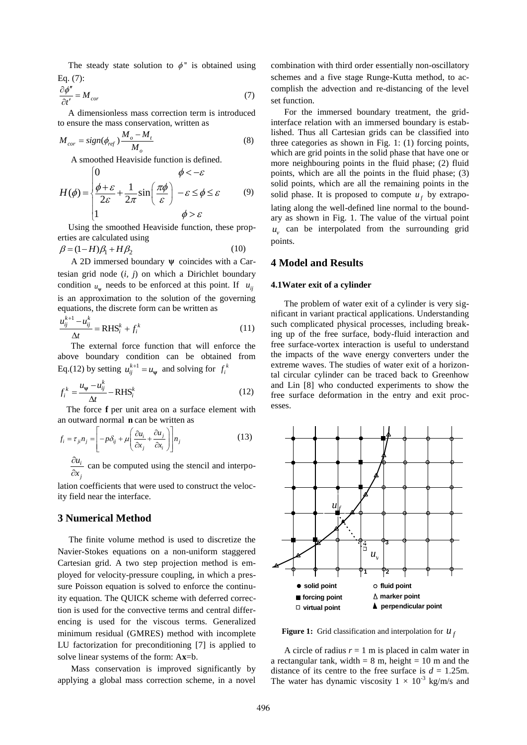The steady state solution to $\phi''$ is obtained using Eq. (7):

$$\frac{\partial \phi''}{\partial t'} = M_{cor} \tag{7}$$

A dimensionless mass correction term is introduced to ensure the mass conservation, written as

$$M_{cor} = sign(\phi_{ref})\frac{M_o - M_t}{M_o} \tag{8}$$

A smoothed Heaviside function is defined.

$$H(\phi) = \begin{cases} 0 & \phi < -\varepsilon \\ \dfrac{\phi + \varepsilon}{2\varepsilon} + \dfrac{1}{2\pi}\sin\left(\dfrac{\pi\phi}{\varepsilon}\right) & -\varepsilon \le \phi \le \varepsilon \\ 1 & \phi > \varepsilon \end{cases} \tag{9}$$

Using the smoothed Heaviside function, these properties are calculated using

$$\beta = (1-H)\beta_1 + H\beta_2 \tag{10}$$

A 2D immersed boundary $\boldsymbol{\psi}$ coincides with a Cartesian grid node ($i$, $j$) on which a Dirichlet boundary condition $u_{\psi}$ needs to be enforced at this point. If $u_{ij}$ is an approximation to the solution of the governing equations, the discrete form can be written as

$$\frac{u_{ij}^{k+1} - u_{ij}^{k}}{\Delta t} = \mathrm{RHS}_i^k + f_i^k \tag{11}$$

The external force function that will enforce the above boundary condition can be obtained from Eq.(12) by setting $u_{ij}^{k+1} = u_{\psi}$ and solving for $f_i^k$

$$f_i^k = \frac{u_{\psi} - u_{ij}^k}{\Delta t} - \mathrm{RHS}_i^k \tag{12}$$

The force **f** per unit area on a surface element with an outward normal **n** can be written as

$$f_i = \tau_{ji} n_j = \left[ -p\delta_{ij} + \mu\left(\frac{\partial u_i}{\partial x_j} + \frac{\partial u_j}{\partial x_i}\right)\right] n_j \tag{13}$$

$\dfrac{\partial u_i}{\partial x_j}$ can be computed using the stencil and interpolation coefficients that were used to construct the velocity field near the interface.

## 3 Numerical Method

The finite volume method is used to discretize the Navier-Stokes equations on a non-uniform staggered Cartesian grid. A two step projection method is employed for velocity-pressure coupling, in which a pressure Poisson equation is solved to enforce the continuity equation. The QUICK scheme with deferred correction is used for the convective terms and central differencing is used for the viscous terms. Generalized minimum residual (GMRES) method with incomplete LU factorization for preconditioning [7] is applied to solve linear systems of the form: A**x**=b.

Mass conservation is improved significantly by applying a global mass correction scheme, in a novel combination with third order essentially non-oscillatory schemes and a five stage Runge-Kutta method, to accomplish the advection and re-distancing of the level set function.

For the immersed boundary treatment, the grid-interface relation with an immersed boundary is established. Thus all Cartesian grids can be classified into three categories as shown in Fig. 1: (1) forcing points, which are grid points in the solid phase that have one or more neighbouring points in the fluid phase; (2) fluid points, which are all the points in the fluid phase; (3) solid points, which are all the remaining points in the solid phase. It is proposed to compute $u_f$ by extrapolating along the well-defined line normal to the boundary as shown in Fig. 1. The value of the virtual point $u_v$ can be interpolated from the surrounding grid points.

## 4 Model and Results

### 4.1 Water exit of a cylinder

The problem of water exit of a cylinder is very significant in variant practical applications. Understanding such complicated physical processes, including breaking up of the free surface, body-fluid interaction and free surface-vortex interaction is useful to understand the impacts of the wave energy converters under the extreme waves. The studies of water exit of a horizontal circular cylinder can be traced back to Greenhow and Lin [8] who conducted experiments to show the free surface deformation in the entry and exit processes.

**Figure 1:** Grid classification and interpolation for $u_f$

A circle of radius $r = 1$ m is placed in calm water in a rectangular tank, width = 8 m, height = 10 m and the distance of its centre to the free surface is $d = 1.25$m. The water has dynamic viscosity $1 \times 10^{-3}$ kg/m/s and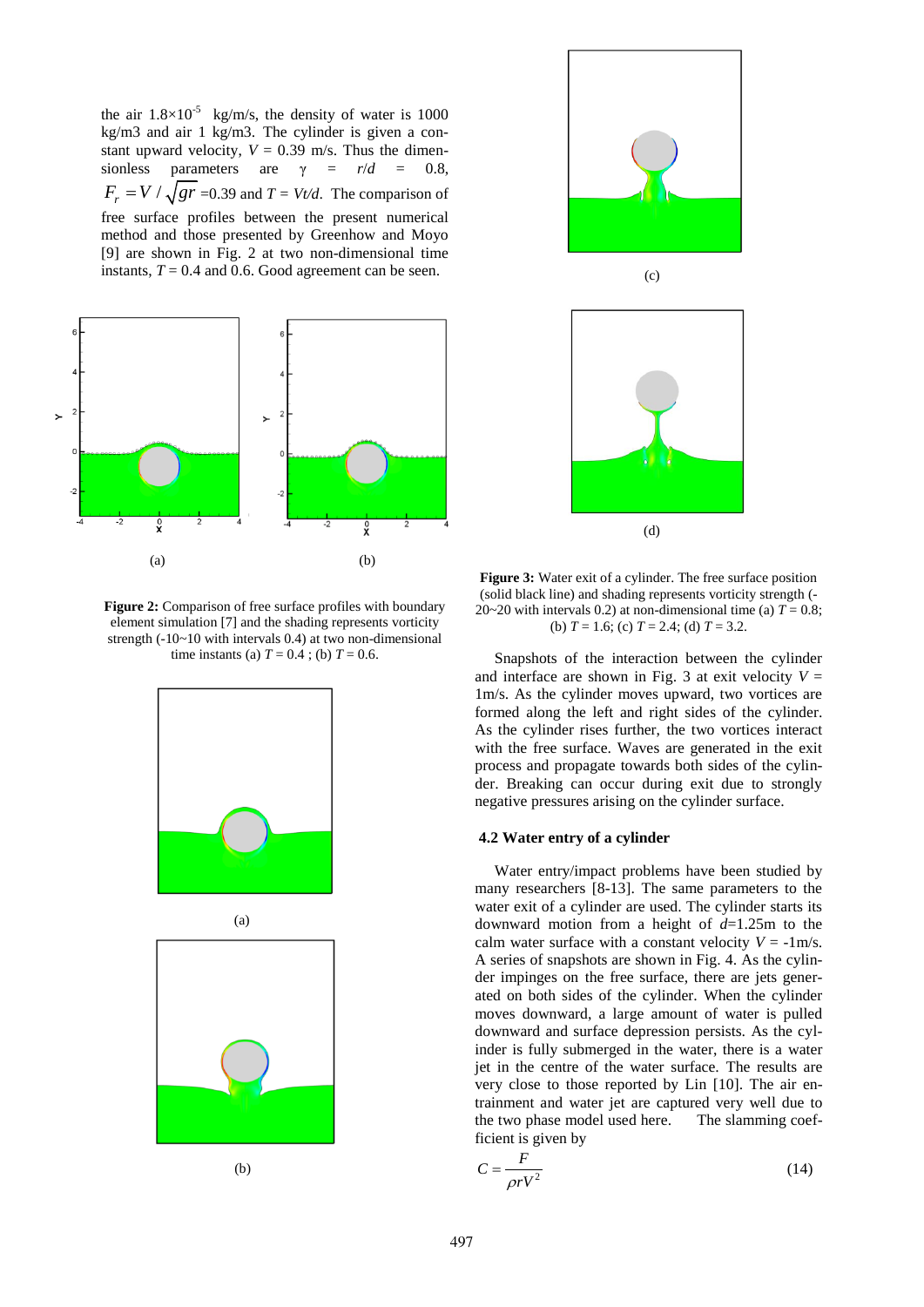the air $1.8\times10^{-5}$ kg/m/s, the density of water is 1000 kg/m3 and air 1 kg/m3. The cylinder is given a constant upward velocity, $V$ = 0.39 m/s. Thus the dimensionless parameters are $\gamma = r/d = 0.8$, $F_r = V/\sqrt{gr}$ =0.39 and $T = Vt/d$. The comparison of free surface profiles between the present numerical method and those presented by Greenhow and Moyo [9] are shown in Fig. 2 at two non-dimensional time instants, $T$ = 0.4 and 0.6. Good agreement can be seen.

(a) (b)

**Figure 2:** Comparison of free surface profiles with boundary element simulation [7] and the shading represents vorticity strength (-10~10 with intervals 0.4) at two non-dimensional time instants (a) $T$ = 0.4 ; (b) $T$ = 0.6.

(a)

(b)

(c)

(d)

**Figure 3:** Water exit of a cylinder. The free surface position (solid black line) and shading represents vorticity strength (-20~20 with intervals 0.2) at non-dimensional time (a) $T$ = 0.8; (b) $T$ = 1.6; (c) $T$ = 2.4; (d) $T$ = 3.2.

Snapshots of the interaction between the cylinder and interface are shown in Fig. 3 at exit velocity $V$ = 1m/s. As the cylinder moves upward, two vortices are formed along the left and right sides of the cylinder. As the cylinder rises further, the two vortices interact with the free surface. Waves are generated in the exit process and propagate towards both sides of the cylinder. Breaking can occur during exit due to strongly negative pressures arising on the cylinder surface.

### 4.2 Water entry of a cylinder

Water entry/impact problems have been studied by many researchers [8-13]. The same parameters to the water exit of a cylinder are used. The cylinder starts its downward motion from a height of $d$=1.25m to the calm water surface with a constant velocity $V$ = -1m/s. A series of snapshots are shown in Fig. 4. As the cylinder impinges on the free surface, there are jets generated on both sides of the cylinder. When the cylinder moves downward, a large amount of water is pulled downward and surface depression persists. As the cylinder is fully submerged in the water, there is a water jet in the centre of the water surface. The results are very close to those reported by Lin [10]. The air entrainment and water jet are captured very well due to the two phase model used here. The slamming coefficient is given by

$$C = \frac{F}{\rho r V^2} \tag{14}$$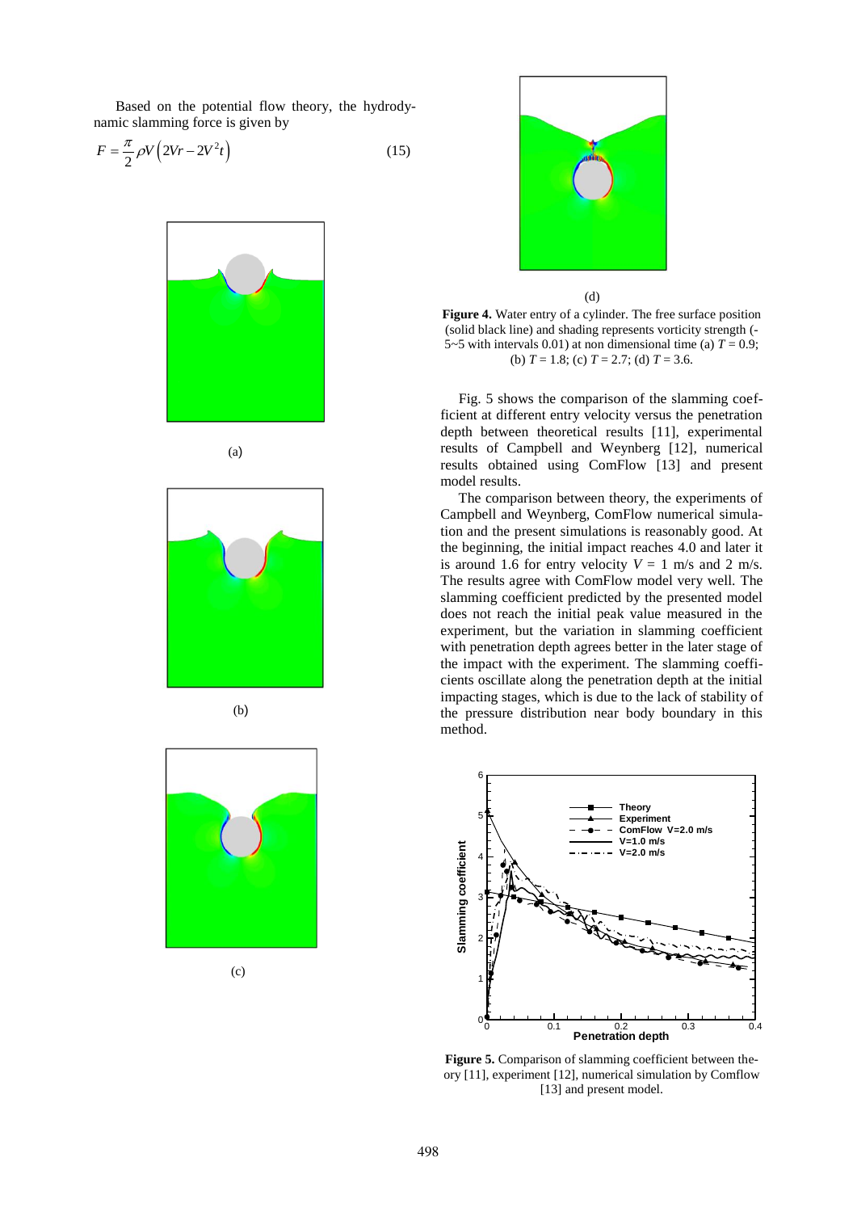Based on the potential flow theory, the hydrodynamic slamming force is given by

$$F = \frac{\pi}{2}\rho V\left(2Vr - 2V^2 t\right) \tag{15}$$

(a)

(b)

(c)

(d)

**Figure 4.** Water entry of a cylinder. The free surface position (solid black line) and shading represents vorticity strength (-5~5 with intervals 0.01) at non dimensional time (a) $T = 0.9$; (b) $T = 1.8$; (c) $T = 2.7$; (d) $T = 3.6$.

Fig. 5 shows the comparison of the slamming coefficient at different entry velocity versus the penetration depth between theoretical results [11], experimental results of Campbell and Weynberg [12], numerical results obtained using ComFlow [13] and present model results.

The comparison between theory, the experiments of Campbell and Weynberg, ComFlow numerical simulation and the present simulations is reasonably good. At the beginning, the initial impact reaches 4.0 and later it is around 1.6 for entry velocity $V = 1$ m/s and 2 m/s. The results agree with ComFlow model very well. The slamming coefficient predicted by the presented model does not reach the initial peak value measured in the experiment, but the variation in slamming coefficient with penetration depth agrees better in the later stage of the impact with the experiment. The slamming coefficients oscillate along the penetration depth at the initial impacting stages, which is due to the lack of stability of the pressure distribution near body boundary in this method.

**Figure 5.** Comparison of slamming coefficient between theory [11], experiment [12], numerical simulation by Comflow [13] and present model.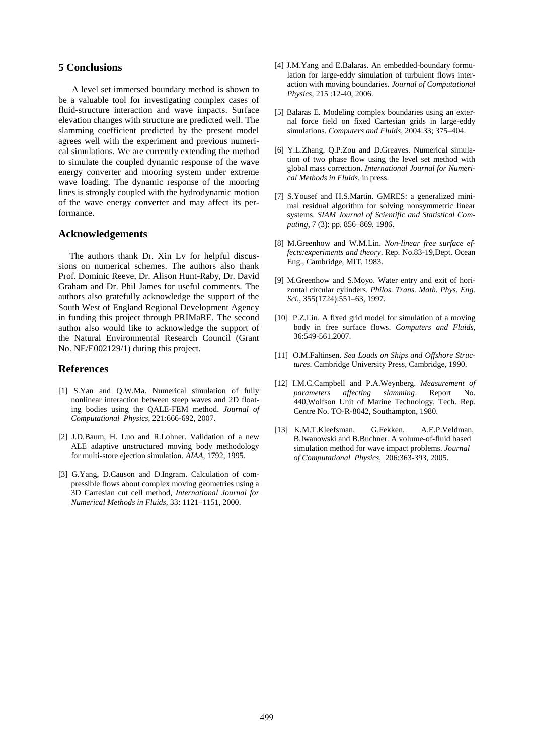## 5 Conclusions

A level set immersed boundary method is shown to be a valuable tool for investigating complex cases of fluid-structure interaction and wave impacts. Surface elevation changes with structure are predicted well. The slamming coefficient predicted by the present model agrees well with the experiment and previous numerical simulations. We are currently extending the method to simulate the coupled dynamic response of the wave energy converter and mooring system under extreme wave loading. The dynamic response of the mooring lines is strongly coupled with the hydrodynamic motion of the wave energy converter and may affect its performance.

## Acknowledgements

The authors thank Dr. Xin Lv for helpful discussions on numerical schemes. The authors also thank Prof. Dominic Reeve, Dr. Alison Hunt-Raby, Dr. David Graham and Dr. Phil James for useful comments. The authors also gratefully acknowledge the support of the South West of England Regional Development Agency in funding this project through PRIMaRE. The second author also would like to acknowledge the support of the Natural Environmental Research Council (Grant No. NE/E002129/1) during this project.

## References

[1] S.Yan and Q.W.Ma. Numerical simulation of fully nonlinear interaction between steep waves and 2D floating bodies using the QALE-FEM method. *Journal of Computational Physics*, 221:666-692, 2007.

[2] J.D.Baum, H. Luo and R.Lohner. Validation of a new ALE adaptive unstructured moving body methodology for multi-store ejection simulation. *AIAA*, 1792, 1995.

[3] G.Yang, D.Causon and D.Ingram. Calculation of compressible flows about complex moving geometries using a 3D Cartesian cut cell method, *International Journal for Numerical Methods in Fluids*, 33: 1121–1151, 2000.

[4] J.M.Yang and E.Balaras. An embedded-boundary formulation for large-eddy simulation of turbulent flows interaction with moving boundaries. *Journal of Computational Physics*, 215 :12-40, 2006.

[5] Balaras E. Modeling complex boundaries using an external force field on fixed Cartesian grids in large-eddy simulations. *Computers and Fluids*, 2004:33; 375–404.

[6] Y.L.Zhang, Q.P.Zou and D.Greaves. Numerical simulation of two phase flow using the level set method with global mass correction. *International Journal for Numerical Methods in Fluids*, in press.

[7] S.Yousef and H.S.Martin. GMRES: a generalized minimal residual algorithm for solving nonsymmetric linear systems. *SIAM Journal of Scientific and Statistical Computing*, 7 (3): pp. 856–869, 1986.

[8] M.Greenhow and W.M.Lin. *Non-linear free surface effects:experiments and theory*. Rep. No.83-19,Dept. Ocean Eng., Cambridge, MIT, 1983.

[9] M.Greenhow and S.Moyo. Water entry and exit of horizontal circular cylinders. *Philos. Trans. Math. Phys. Eng. Sci.*, 355(1724):551–63, 1997.

[10] P.Z.Lin. A fixed grid model for simulation of a moving body in free surface flows. *Computers and Fluids*, 36:549-561,2007.

[11] O.M.Faltinsen. *Sea Loads on Ships and Offshore Structures*. Cambridge University Press, Cambridge, 1990.

[12] I.M.C.Campbell and P.A.Weynberg. *Measurement of parameters affecting slamming*. Report No. 440,Wolfson Unit of Marine Technology, Tech. Rep. Centre No. TO-R-8042, Southampton, 1980.

[13] K.M.T.Kleefsman, G.Fekken, A.E.P.Veldman, B.Iwanowski and B.Buchner. A volume-of-fluid based simulation method for wave impact problems. *Journal of Computational Physics*, 206:363-393, 2005.